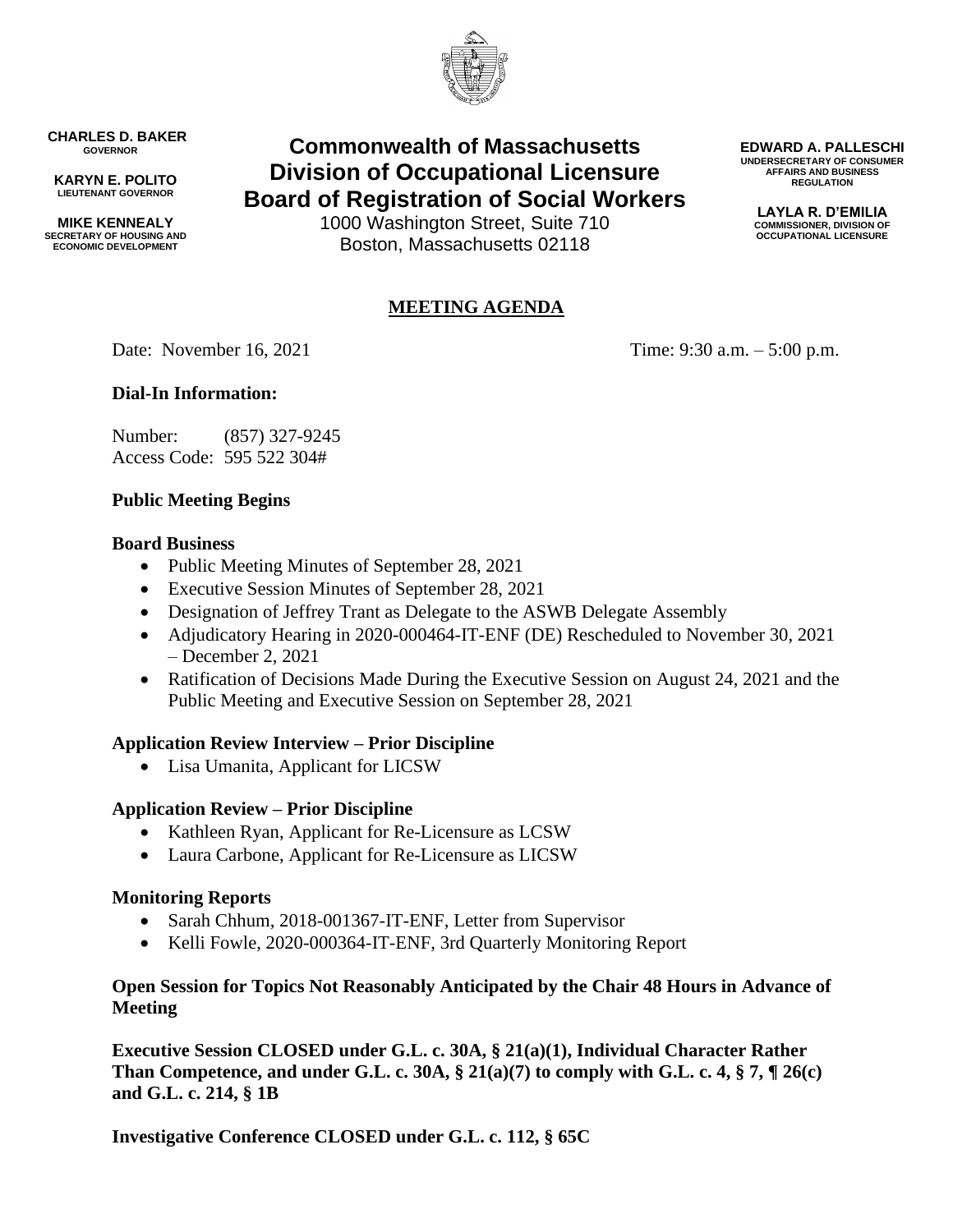**CHARLES D. BAKER**
GOVERNOR

**KARYN E. POLITO**
LIEUTENANT GOVERNOR

**MIKE KENNEALY**
SECRETARY OF HOUSING AND ECONOMIC DEVELOPMENT

# Commonwealth of Massachusetts
# Division of Occupational Licensure
# Board of Registration of Social Workers

1000 Washington Street, Suite 710
Boston, Massachusetts 02118

**EDWARD A. PALLESCHI**
UNDERSECRETARY OF CONSUMER AFFAIRS AND BUSINESS REGULATION

**LAYLA R. D'EMILIA**
COMMISSIONER, DIVISION OF OCCUPATIONAL LICENSURE

## MEETING AGENDA

Date: November 16, 2021 Time: 9:30 a.m. – 5:00 p.m.

**Dial-In Information:**

Number: (857) 327-9245
Access Code: 595 522 304#

**Public Meeting Begins**

**Board Business**

- Public Meeting Minutes of September 28, 2021
- Executive Session Minutes of September 28, 2021
- Designation of Jeffrey Trant as Delegate to the ASWB Delegate Assembly
- Adjudicatory Hearing in 2020-000464-IT-ENF (DE) Rescheduled to November 30, 2021 – December 2, 2021
- Ratification of Decisions Made During the Executive Session on August 24, 2021 and the Public Meeting and Executive Session on September 28, 2021

**Application Review Interview – Prior Discipline**

- Lisa Umanita, Applicant for LICSW

**Application Review – Prior Discipline**

- Kathleen Ryan, Applicant for Re-Licensure as LCSW
- Laura Carbone, Applicant for Re-Licensure as LICSW

**Monitoring Reports**

- Sarah Chhum, 2018-001367-IT-ENF, Letter from Supervisor
- Kelli Fowle, 2020-000364-IT-ENF, 3rd Quarterly Monitoring Report

**Open Session for Topics Not Reasonably Anticipated by the Chair 48 Hours in Advance of Meeting**

**Executive Session CLOSED under G.L. c. 30A, § 21(a)(1), Individual Character Rather Than Competence, and under G.L. c. 30A, § 21(a)(7) to comply with G.L. c. 4, § 7, ¶ 26(c) and G.L. c. 214, § 1B**

**Investigative Conference CLOSED under G.L. c. 112, § 65C**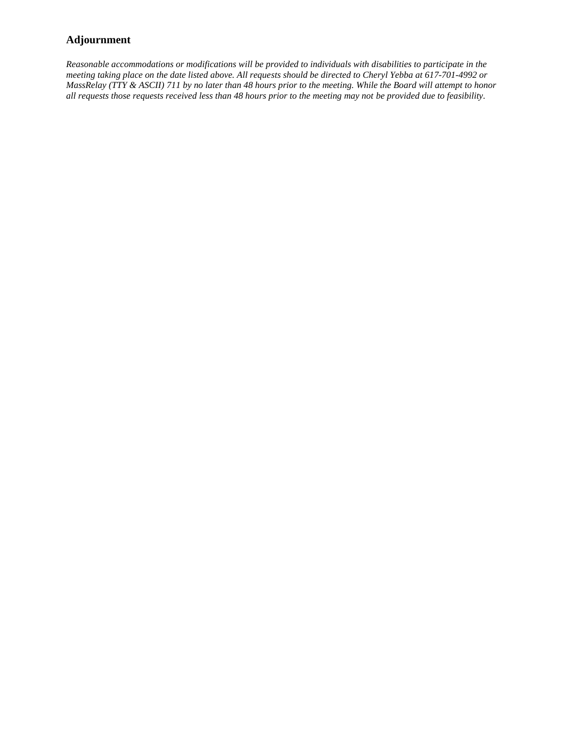## Adjournment

*Reasonable accommodations or modifications will be provided to individuals with disabilities to participate in the meeting taking place on the date listed above. All requests should be directed to Cheryl Yebba at 617-701-4992 or MassRelay (TTY & ASCII) 711 by no later than 48 hours prior to the meeting. While the Board will attempt to honor all requests those requests received less than 48 hours prior to the meeting may not be provided due to feasibility.*